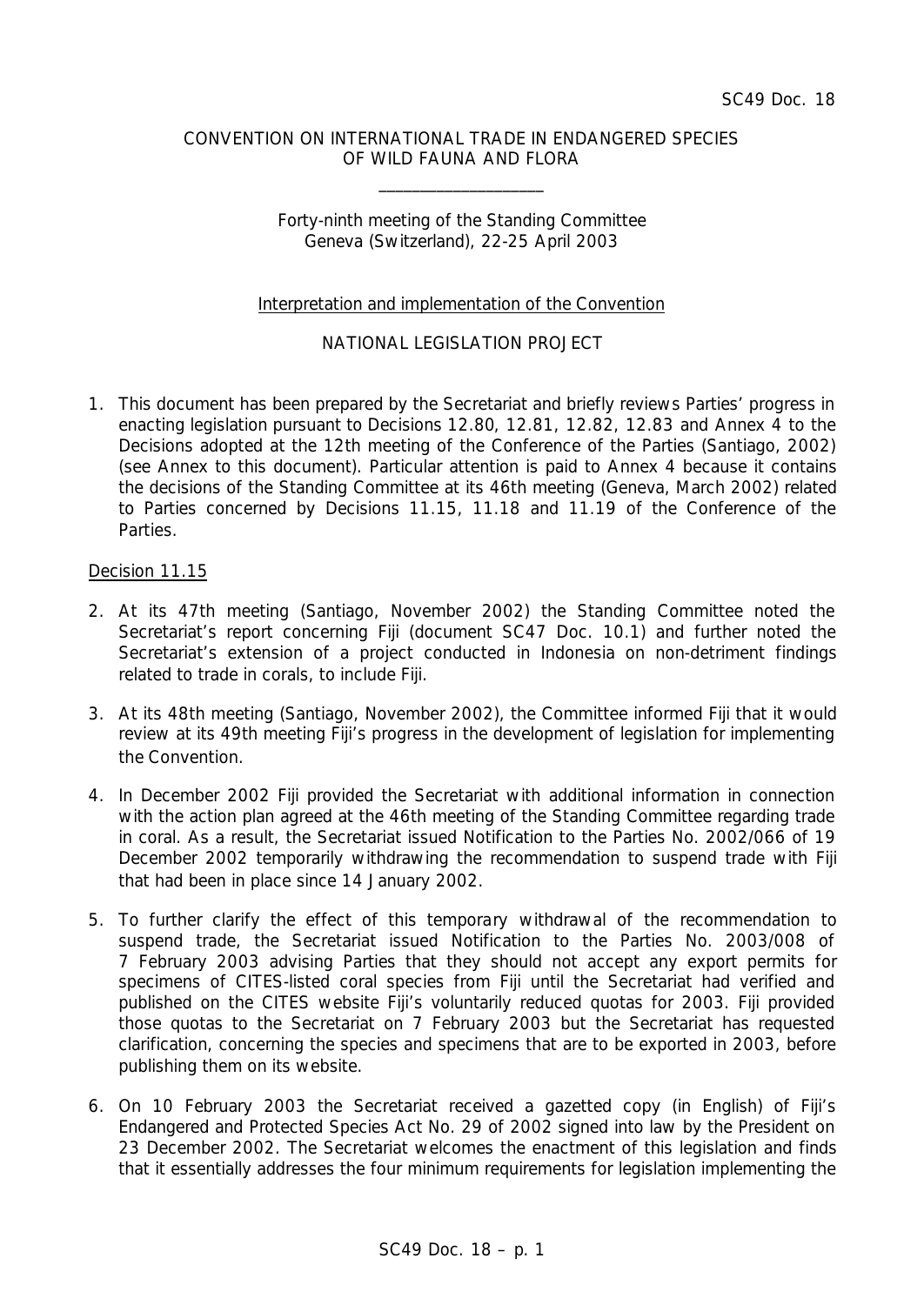SC49 Doc. 18

CONVENTION ON INTERNATIONAL TRADE IN ENDANGERED SPECIES OF WILD FAUNA AND FLORA

____________________

Forty-ninth meeting of the Standing Committee
Geneva (Switzerland), 22-25 April 2003

Interpretation and implementation of the Convention

NATIONAL LEGISLATION PROJECT

1. This document has been prepared by the Secretariat and briefly reviews Parties' progress in enacting legislation pursuant to Decisions 12.80, 12.81, 12.82, 12.83 and Annex 4 to the Decisions adopted at the 12th meeting of the Conference of the Parties (Santiago, 2002) (see Annex to this document). Particular attention is paid to Annex 4 because it contains the decisions of the Standing Committee at its 46th meeting (Geneva, March 2002) related to Parties concerned by Decisions 11.15, 11.18 and 11.19 of the Conference of the Parties.

Decision 11.15

2. At its 47th meeting (Santiago, November 2002) the Standing Committee noted the Secretariat's report concerning Fiji (document SC47 Doc. 10.1) and further noted the Secretariat's extension of a project conducted in Indonesia on non-detriment findings related to trade in corals, to include Fiji.

3. At its 48th meeting (Santiago, November 2002), the Committee informed Fiji that it would review at its 49th meeting Fiji's progress in the development of legislation for implementing the Convention.

4. In December 2002 Fiji provided the Secretariat with additional information in connection with the action plan agreed at the 46th meeting of the Standing Committee regarding trade in coral. As a result, the Secretariat issued Notification to the Parties No. 2002/066 of 19 December 2002 temporarily withdrawing the recommendation to suspend trade with Fiji that had been in place since 14 January 2002.

5. To further clarify the effect of this temporary withdrawal of the recommendation to suspend trade, the Secretariat issued Notification to the Parties No. 2003/008 of 7 February 2003 advising Parties that they should not accept any export permits for specimens of CITES-listed coral species from Fiji until the Secretariat had verified and published on the CITES website Fiji's voluntarily reduced quotas for 2003. Fiji provided those quotas to the Secretariat on 7 February 2003 but the Secretariat has requested clarification, concerning the species and specimens that are to be exported in 2003, before publishing them on its website.

6. On 10 February 2003 the Secretariat received a gazetted copy (in English) of Fiji's Endangered and Protected Species Act No. 29 of 2002 signed into law by the President on 23 December 2002. The Secretariat welcomes the enactment of this legislation and finds that it essentially addresses the four minimum requirements for legislation implementing the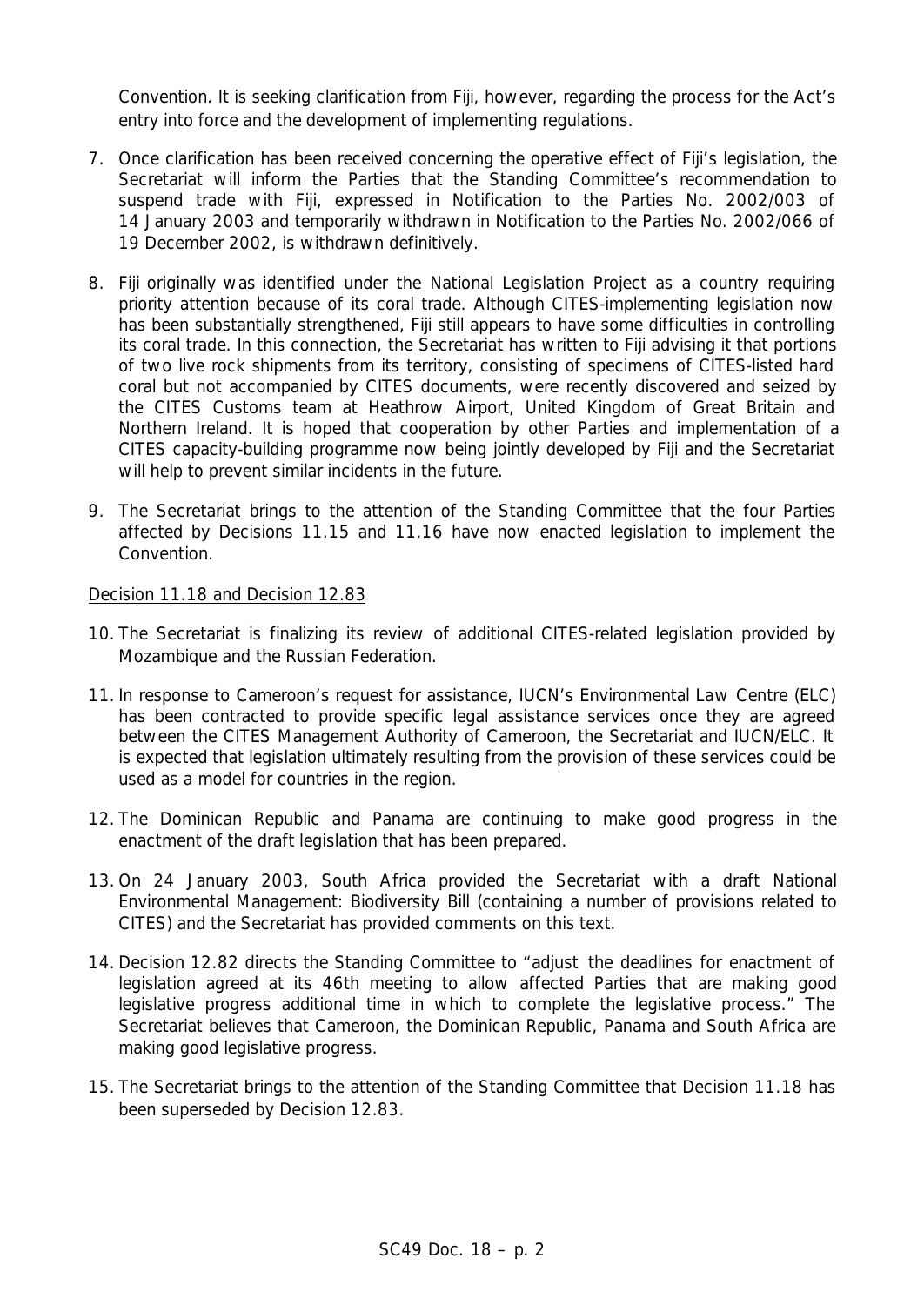Convention. It is seeking clarification from Fiji, however, regarding the process for the Act's entry into force and the development of implementing regulations.

7. Once clarification has been received concerning the operative effect of Fiji's legislation, the Secretariat will inform the Parties that the Standing Committee's recommendation to suspend trade with Fiji, expressed in Notification to the Parties No. 2002/003 of 14 January 2003 and temporarily withdrawn in Notification to the Parties No. 2002/066 of 19 December 2002, is withdrawn definitively.

8. Fiji originally was identified under the National Legislation Project as a country requiring priority attention because of its coral trade. Although CITES-implementing legislation now has been substantially strengthened, Fiji still appears to have some difficulties in controlling its coral trade. In this connection, the Secretariat has written to Fiji advising it that portions of two live rock shipments from its territory, consisting of specimens of CITES-listed hard coral but not accompanied by CITES documents, were recently discovered and seized by the CITES Customs team at Heathrow Airport, United Kingdom of Great Britain and Northern Ireland. It is hoped that cooperation by other Parties and implementation of a CITES capacity-building programme now being jointly developed by Fiji and the Secretariat will help to prevent similar incidents in the future.

9. The Secretariat brings to the attention of the Standing Committee that the four Parties affected by Decisions 11.15 and 11.16 have now enacted legislation to implement the Convention.

Decision 11.18 and Decision 12.83

10. The Secretariat is finalizing its review of additional CITES-related legislation provided by Mozambique and the Russian Federation.

11. In response to Cameroon's request for assistance, IUCN's Environmental Law Centre (ELC) has been contracted to provide specific legal assistance services once they are agreed between the CITES Management Authority of Cameroon, the Secretariat and IUCN/ELC. It is expected that legislation ultimately resulting from the provision of these services could be used as a model for countries in the region.

12. The Dominican Republic and Panama are continuing to make good progress in the enactment of the draft legislation that has been prepared.

13. On 24 January 2003, South Africa provided the Secretariat with a draft National Environmental Management: Biodiversity Bill (containing a number of provisions related to CITES) and the Secretariat has provided comments on this text.

14. Decision 12.82 directs the Standing Committee to "adjust the deadlines for enactment of legislation agreed at its 46th meeting to allow affected Parties that are making good legislative progress additional time in which to complete the legislative process." The Secretariat believes that Cameroon, the Dominican Republic, Panama and South Africa are making good legislative progress.

15. The Secretariat brings to the attention of the Standing Committee that Decision 11.18 has been superseded by Decision 12.83.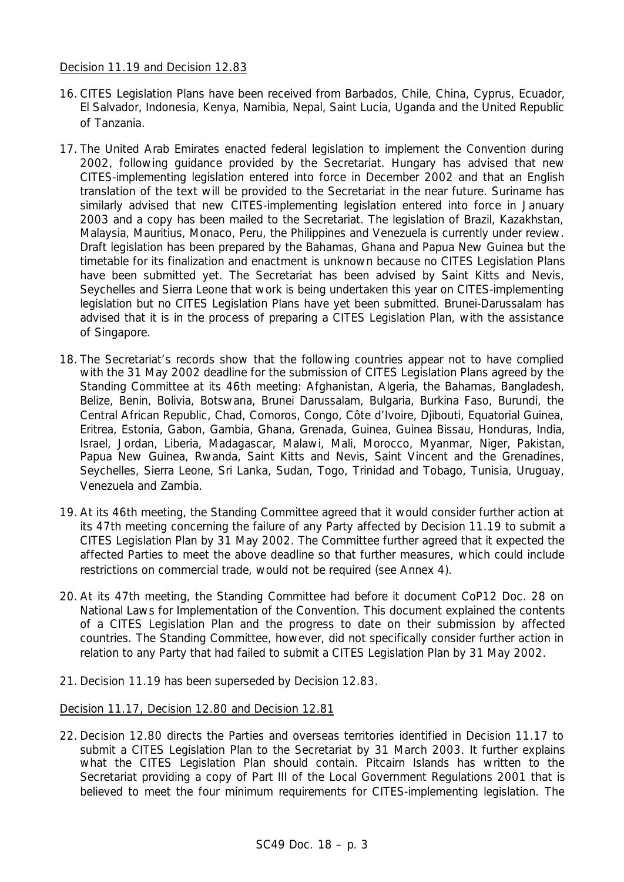Decision 11.19 and Decision 12.83

16. CITES Legislation Plans have been received from Barbados, Chile, China, Cyprus, Ecuador, El Salvador, Indonesia, Kenya, Namibia, Nepal, Saint Lucia, Uganda and the United Republic of Tanzania.

17. The United Arab Emirates enacted federal legislation to implement the Convention during 2002, following guidance provided by the Secretariat. Hungary has advised that new CITES-implementing legislation entered into force in December 2002 and that an English translation of the text will be provided to the Secretariat in the near future. Suriname has similarly advised that new CITES-implementing legislation entered into force in January 2003 and a copy has been mailed to the Secretariat. The legislation of Brazil, Kazakhstan, Malaysia, Mauritius, Monaco, Peru, the Philippines and Venezuela is currently under review. Draft legislation has been prepared by the Bahamas, Ghana and Papua New Guinea but the timetable for its finalization and enactment is unknown because no CITES Legislation Plans have been submitted yet. The Secretariat has been advised by Saint Kitts and Nevis, Seychelles and Sierra Leone that work is being undertaken this year on CITES-implementing legislation but no CITES Legislation Plans have yet been submitted. Brunei-Darussalam has advised that it is in the process of preparing a CITES Legislation Plan, with the assistance of Singapore.

18. The Secretariat's records show that the following countries appear not to have complied with the 31 May 2002 deadline for the submission of CITES Legislation Plans agreed by the Standing Committee at its 46th meeting: Afghanistan, Algeria, the Bahamas, Bangladesh, Belize, Benin, Bolivia, Botswana, Brunei Darussalam, Bulgaria, Burkina Faso, Burundi, the Central African Republic, Chad, Comoros, Congo, Côte d'Ivoire, Djibouti, Equatorial Guinea, Eritrea, Estonia, Gabon, Gambia, Ghana, Grenada, Guinea, Guinea Bissau, Honduras, India, Israel, Jordan, Liberia, Madagascar, Malawi, Mali, Morocco, Myanmar, Niger, Pakistan, Papua New Guinea, Rwanda, Saint Kitts and Nevis, Saint Vincent and the Grenadines, Seychelles, Sierra Leone, Sri Lanka, Sudan, Togo, Trinidad and Tobago, Tunisia, Uruguay, Venezuela and Zambia.

19. At its 46th meeting, the Standing Committee agreed that it would consider further action at its 47th meeting concerning the failure of any Party affected by Decision 11.19 to submit a CITES Legislation Plan by 31 May 2002. The Committee further agreed that it expected the affected Parties to meet the above deadline so that further measures, which could include restrictions on commercial trade, would not be required (see Annex 4).

20. At its 47th meeting, the Standing Committee had before it document CoP12 Doc. 28 on National Laws for Implementation of the Convention. This document explained the contents of a CITES Legislation Plan and the progress to date on their submission by affected countries. The Standing Committee, however, did not specifically consider further action in relation to any Party that had failed to submit a CITES Legislation Plan by 31 May 2002.

21. Decision 11.19 has been superseded by Decision 12.83.

Decision 11.17, Decision 12.80 and Decision 12.81

22. Decision 12.80 directs the Parties and overseas territories identified in Decision 11.17 to submit a CITES Legislation Plan to the Secretariat by 31 March 2003. It further explains what the CITES Legislation Plan should contain. Pitcairn Islands has written to the Secretariat providing a copy of Part III of the Local Government Regulations 2001 that is believed to meet the four minimum requirements for CITES-implementing legislation. The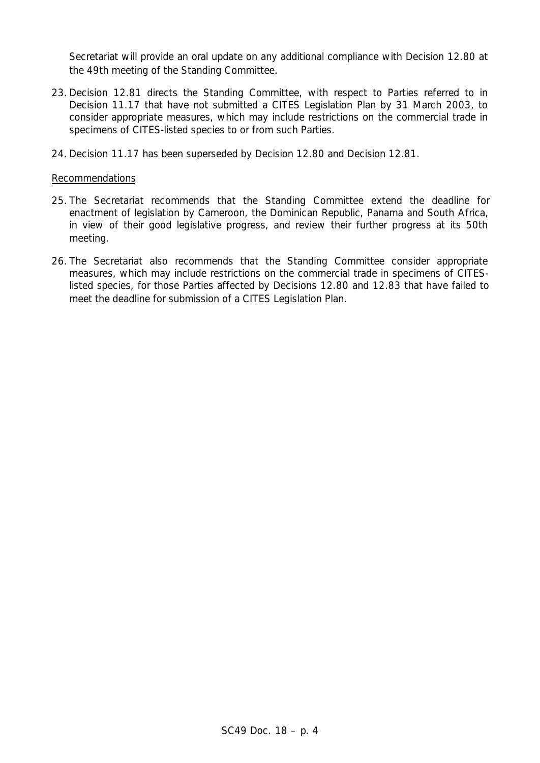Secretariat will provide an oral update on any additional compliance with Decision 12.80 at the 49th meeting of the Standing Committee.

23. Decision 12.81 directs the Standing Committee, with respect to Parties referred to in Decision 11.17 that have not submitted a CITES Legislation Plan by 31 March 2003, to consider appropriate measures, which may include restrictions on the commercial trade in specimens of CITES-listed species to or from such Parties.

24. Decision 11.17 has been superseded by Decision 12.80 and Decision 12.81.

Recommendations

25. The Secretariat recommends that the Standing Committee extend the deadline for enactment of legislation by Cameroon, the Dominican Republic, Panama and South Africa, in view of their good legislative progress, and review their further progress at its 50th meeting.

26. The Secretariat also recommends that the Standing Committee consider appropriate measures, which may include restrictions on the commercial trade in specimens of CITES-listed species, for those Parties affected by Decisions 12.80 and 12.83 that have failed to meet the deadline for submission of a CITES Legislation Plan.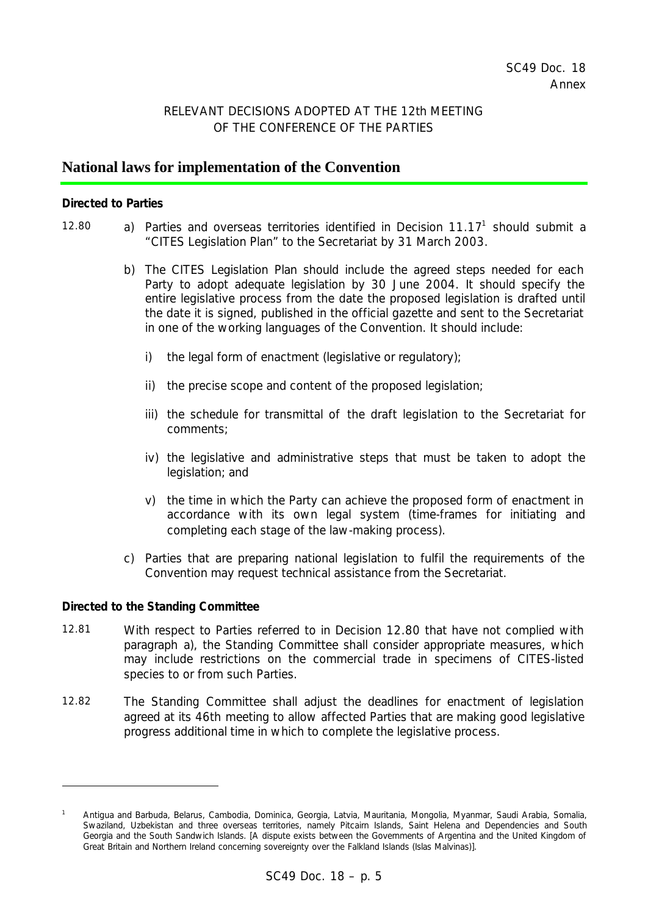SC49 Doc. 18
Annex

RELEVANT DECISIONS ADOPTED AT THE 12th MEETING OF THE CONFERENCE OF THE PARTIES

# National laws for implementation of the Convention

**Directed to Parties**

12.80 a) Parties and overseas territories identified in Decision 11.17[1] should submit a "CITES Legislation Plan" to the Secretariat by 31 March 2003.

b) The CITES Legislation Plan should include the agreed steps needed for each Party to adopt adequate legislation by 30 June 2004. It should specify the entire legislative process from the date the proposed legislation is drafted until the date it is signed, published in the official gazette and sent to the Secretariat in one of the working languages of the Convention. It should include:

i) the legal form of enactment (legislative or regulatory);

ii) the precise scope and content of the proposed legislation;

iii) the schedule for transmittal of the draft legislation to the Secretariat for comments;

iv) the legislative and administrative steps that must be taken to adopt the legislation; and

v) the time in which the Party can achieve the proposed form of enactment in accordance with its own legal system (time-frames for initiating and completing each stage of the law-making process).

c) Parties that are preparing national legislation to fulfil the requirements of the Convention may request technical assistance from the Secretariat.

**Directed to the Standing Committee**

12.81 With respect to Parties referred to in Decision 12.80 that have not complied with paragraph a), the Standing Committee shall consider appropriate measures, which may include restrictions on the commercial trade in specimens of CITES-listed species to or from such Parties.

12.82 The Standing Committee shall adjust the deadlines for enactment of legislation agreed at its 46th meeting to allow affected Parties that are making good legislative progress additional time in which to complete the legislative process.

---

[1] Antigua and Barbuda, Belarus, Cambodia, Dominica, Georgia, Latvia, Mauritania, Mongolia, Myanmar, Saudi Arabia, Somalia, Swaziland, Uzbekistan and three overseas territories, namely Pitcairn Islands, Saint Helena and Dependencies and South Georgia and the South Sandwich Islands. [A dispute exists between the Governments of Argentina and the United Kingdom of Great Britain and Northern Ireland concerning sovereignty over the Falkland Islands (Islas Malvinas)].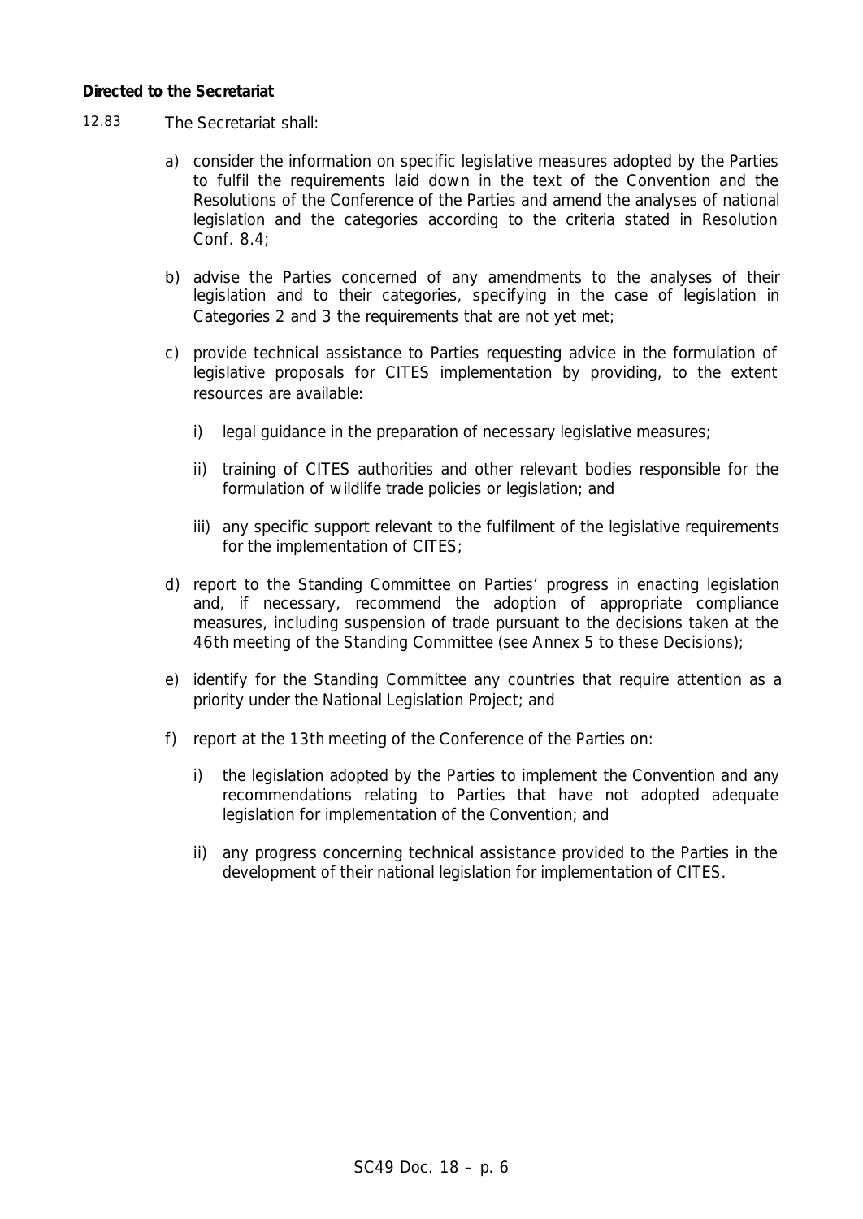**Directed to the Secretariat**

12.83 The Secretariat shall:

a) consider the information on specific legislative measures adopted by the Parties to fulfil the requirements laid down in the text of the Convention and the Resolutions of the Conference of the Parties and amend the analyses of national legislation and the categories according to the criteria stated in Resolution Conf. 8.4;

b) advise the Parties concerned of any amendments to the analyses of their legislation and to their categories, specifying in the case of legislation in Categories 2 and 3 the requirements that are not yet met;

c) provide technical assistance to Parties requesting advice in the formulation of legislative proposals for CITES implementation by providing, to the extent resources are available:

   i) legal guidance in the preparation of necessary legislative measures;

   ii) training of CITES authorities and other relevant bodies responsible for the formulation of wildlife trade policies or legislation; and

   iii) any specific support relevant to the fulfilment of the legislative requirements for the implementation of CITES;

d) report to the Standing Committee on Parties' progress in enacting legislation and, if necessary, recommend the adoption of appropriate compliance measures, including suspension of trade pursuant to the decisions taken at the 46th meeting of the Standing Committee (see Annex 5 to these Decisions);

e) identify for the Standing Committee any countries that require attention as a priority under the National Legislation Project; and

f) report at the 13th meeting of the Conference of the Parties on:

   i) the legislation adopted by the Parties to implement the Convention and any recommendations relating to Parties that have not adopted adequate legislation for implementation of the Convention; and

   ii) any progress concerning technical assistance provided to the Parties in the development of their national legislation for implementation of CITES.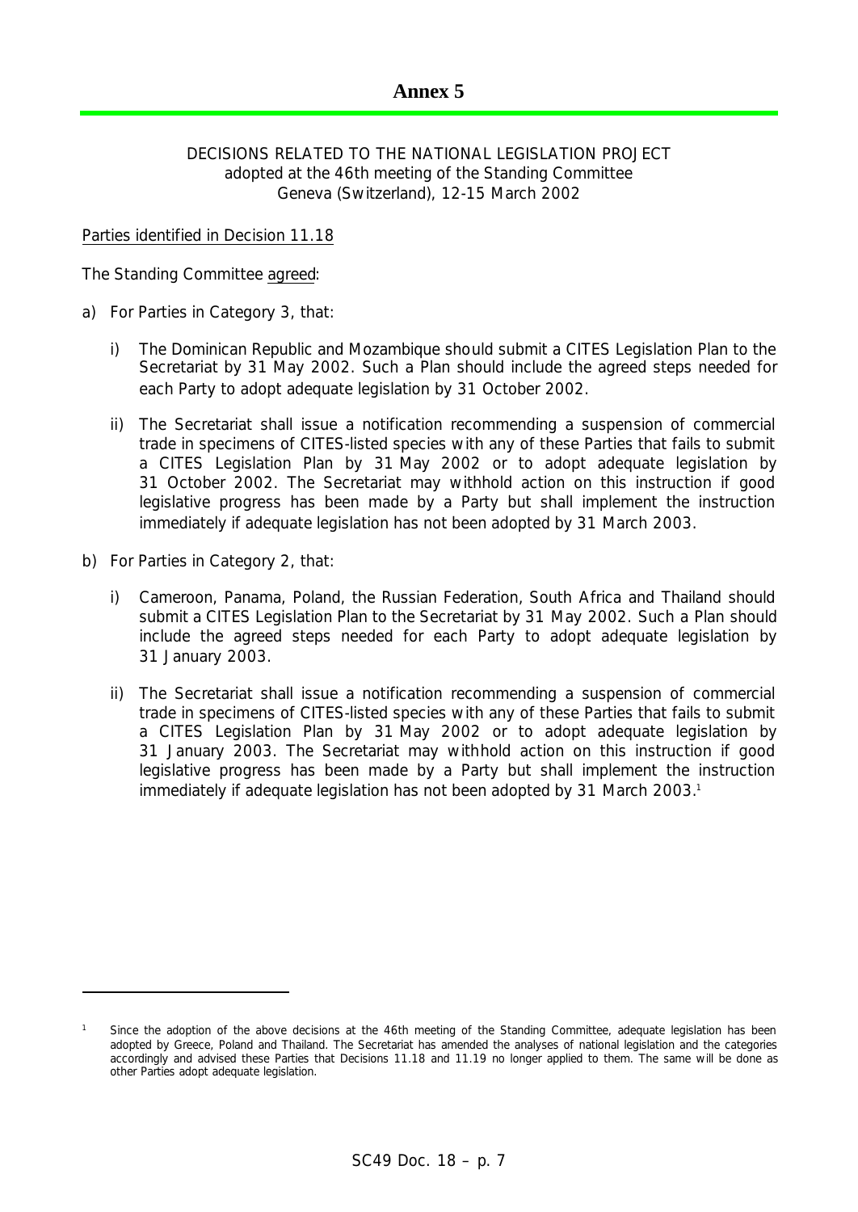# Annex 5

DECISIONS RELATED TO THE NATIONAL LEGISLATION PROJECT
adopted at the 46th meeting of the Standing Committee
Geneva (Switzerland), 12-15 March 2002

Parties identified in Decision 11.18

The Standing Committee agreed:

a) For Parties in Category 3, that:

   i) The Dominican Republic and Mozambique should submit a CITES Legislation Plan to the Secretariat by 31 May 2002. Such a Plan should include the agreed steps needed for each Party to adopt adequate legislation by 31 October 2002.

   ii) The Secretariat shall issue a notification recommending a suspension of commercial trade in specimens of CITES-listed species with any of these Parties that fails to submit a CITES Legislation Plan by 31 May 2002 or to adopt adequate legislation by 31 October 2002. The Secretariat may withhold action on this instruction if good legislative progress has been made by a Party but shall implement the instruction immediately if adequate legislation has not been adopted by 31 March 2003.

b) For Parties in Category 2, that:

   i) Cameroon, Panama, Poland, the Russian Federation, South Africa and Thailand should submit a CITES Legislation Plan to the Secretariat by 31 May 2002. Such a Plan should include the agreed steps needed for each Party to adopt adequate legislation by 31 January 2003.

   ii) The Secretariat shall issue a notification recommending a suspension of commercial trade in specimens of CITES-listed species with any of these Parties that fails to submit a CITES Legislation Plan by 31 May 2002 or to adopt adequate legislation by 31 January 2003. The Secretariat may withhold action on this instruction if good legislative progress has been made by a Party but shall implement the instruction immediately if adequate legislation has not been adopted by 31 March 2003.[1]

---

[1] Since the adoption of the above decisions at the 46th meeting of the Standing Committee, adequate legislation has been adopted by Greece, Poland and Thailand. The Secretariat has amended the analyses of national legislation and the categories accordingly and advised these Parties that Decisions 11.18 and 11.19 no longer applied to them. The same will be done as other Parties adopt adequate legislation.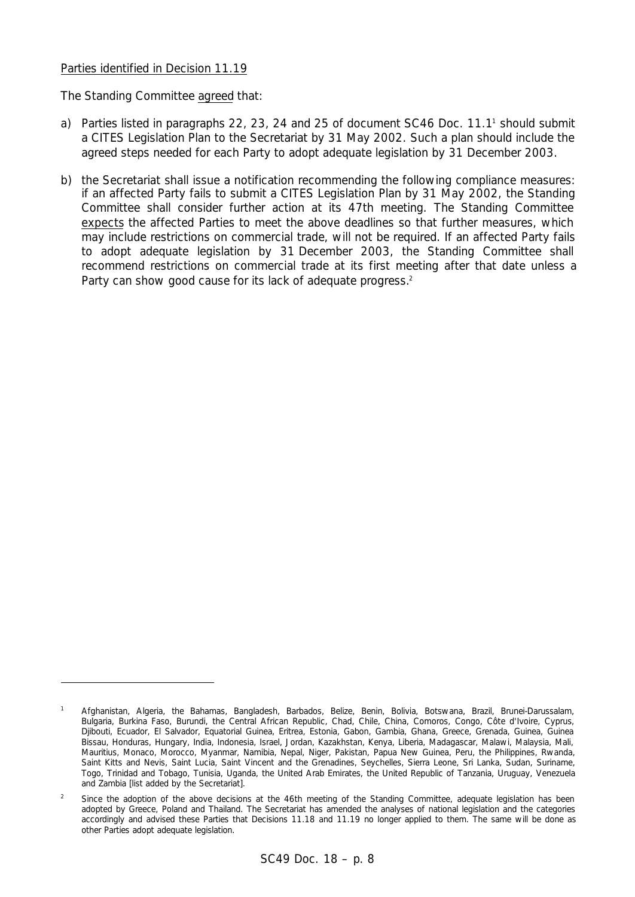Parties identified in Decision 11.19

The Standing Committee agreed that:

a) Parties listed in paragraphs 22, 23, 24 and 25 of document SC46 Doc. 11.1[1] should submit a CITES Legislation Plan to the Secretariat by 31 May 2002. Such a plan should include the agreed steps needed for each Party to adopt adequate legislation by 31 December 2003.

b) the Secretariat shall issue a notification recommending the following compliance measures: if an affected Party fails to submit a CITES Legislation Plan by 31 May 2002, the Standing Committee shall consider further action at its 47th meeting. The Standing Committee expects the affected Parties to meet the above deadlines so that further measures, which may include restrictions on commercial trade, will not be required. If an affected Party fails to adopt adequate legislation by 31 December 2003, the Standing Committee shall recommend restrictions on commercial trade at its first meeting after that date unless a Party can show good cause for its lack of adequate progress.[2]

---

[1] Afghanistan, Algeria, the Bahamas, Bangladesh, Barbados, Belize, Benin, Bolivia, Botswana, Brazil, Brunei-Darussalam, Bulgaria, Burkina Faso, Burundi, the Central African Republic, Chad, Chile, China, Comoros, Congo, Côte d'Ivoire, Cyprus, Djibouti, Ecuador, El Salvador, Equatorial Guinea, Eritrea, Estonia, Gabon, Gambia, Ghana, Greece, Grenada, Guinea, Guinea Bissau, Honduras, Hungary, India, Indonesia, Israel, Jordan, Kazakhstan, Kenya, Liberia, Madagascar, Malawi, Malaysia, Mali, Mauritius, Monaco, Morocco, Myanmar, Namibia, Nepal, Niger, Pakistan, Papua New Guinea, Peru, the Philippines, Rwanda, Saint Kitts and Nevis, Saint Lucia, Saint Vincent and the Grenadines, Seychelles, Sierra Leone, Sri Lanka, Sudan, Suriname, Togo, Trinidad and Tobago, Tunisia, Uganda, the United Arab Emirates, the United Republic of Tanzania, Uruguay, Venezuela and Zambia [list added by the Secretariat].

[2] Since the adoption of the above decisions at the 46th meeting of the Standing Committee, adequate legislation has been adopted by Greece, Poland and Thailand. The Secretariat has amended the analyses of national legislation and the categories accordingly and advised these Parties that Decisions 11.18 and 11.19 no longer applied to them. The same will be done as other Parties adopt adequate legislation.